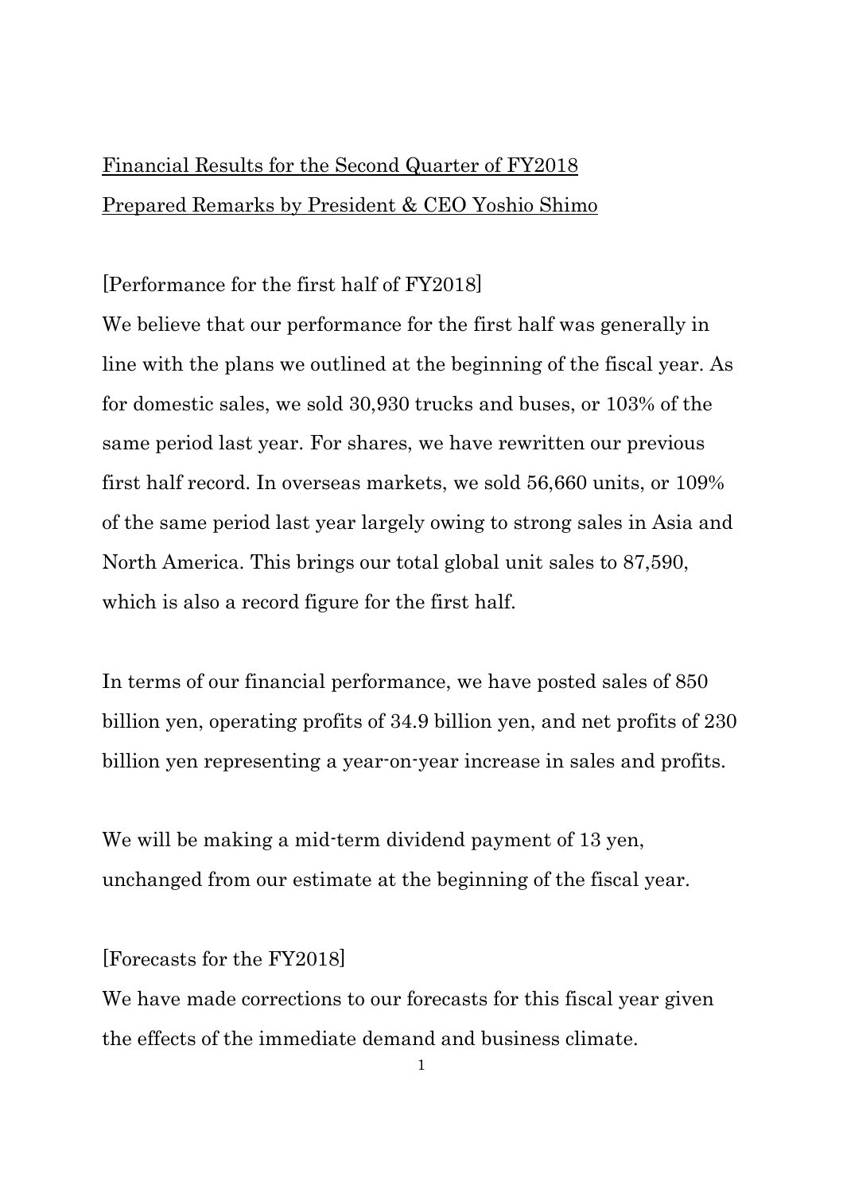Financial Results for the Second Quarter of FY2018

Prepared Remarks by President & CEO Yoshio Shimo

[Performance for the first half of FY2018]

We believe that our performance for the first half was generally in line with the plans we outlined at the beginning of the fiscal year. As for domestic sales, we sold 30,930 trucks and buses, or 103% of the same period last year. For shares, we have rewritten our previous first half record. In overseas markets, we sold 56,660 units, or 109% of the same period last year largely owing to strong sales in Asia and North America. This brings our total global unit sales to 87,590, which is also a record figure for the first half.

In terms of our financial performance, we have posted sales of 850 billion yen, operating profits of 34.9 billion yen, and net profits of 230 billion yen representing a year-on-year increase in sales and profits.

We will be making a mid-term dividend payment of 13 yen, unchanged from our estimate at the beginning of the fiscal year.

[Forecasts for the FY2018]

We have made corrections to our forecasts for this fiscal year given the effects of the immediate demand and business climate.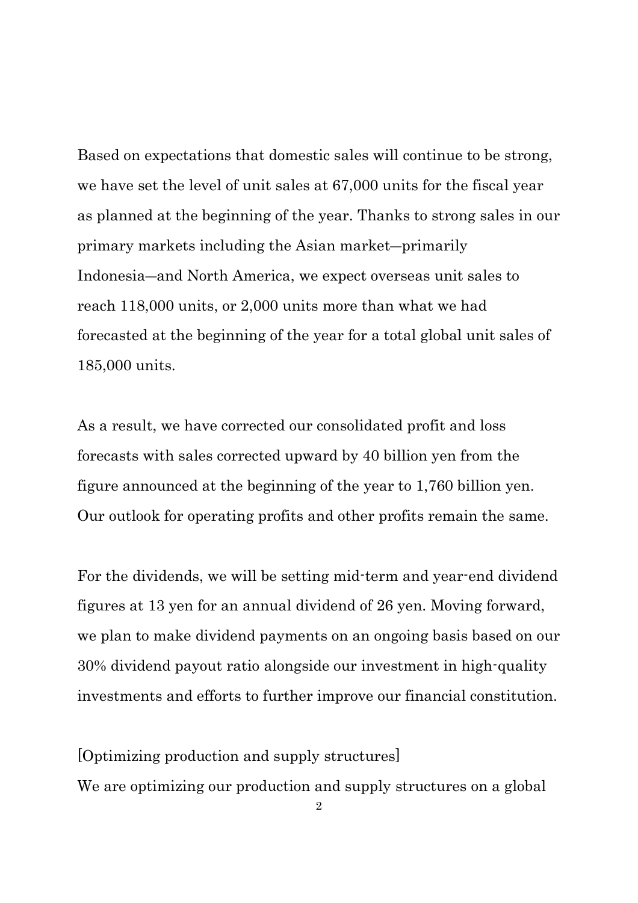Based on expectations that domestic sales will continue to be strong, we have set the level of unit sales at 67,000 units for the fiscal year as planned at the beginning of the year. Thanks to strong sales in our primary markets including the Asian market—primarily Indonesia—and North America, we expect overseas unit sales to reach 118,000 units, or 2,000 units more than what we had forecasted at the beginning of the year for a total global unit sales of 185,000 units.

As a result, we have corrected our consolidated profit and loss forecasts with sales corrected upward by 40 billion yen from the figure announced at the beginning of the year to 1,760 billion yen. Our outlook for operating profits and other profits remain the same.

For the dividends, we will be setting mid-term and year-end dividend figures at 13 yen for an annual dividend of 26 yen. Moving forward, we plan to make dividend payments on an ongoing basis based on our 30% dividend payout ratio alongside our investment in high-quality investments and efforts to further improve our financial constitution.

[Optimizing production and supply structures]

We are optimizing our production and supply structures on a global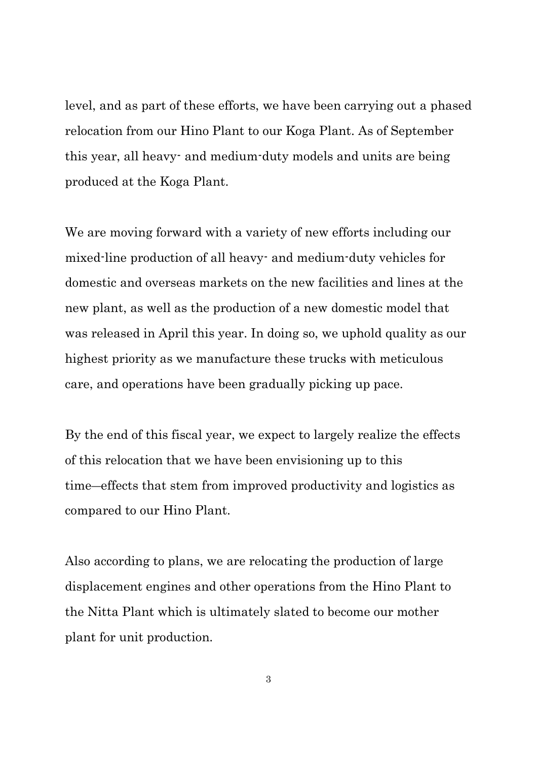level, and as part of these efforts, we have been carrying out a phased relocation from our Hino Plant to our Koga Plant. As of September this year, all heavy- and medium-duty models and units are being produced at the Koga Plant.

We are moving forward with a variety of new efforts including our mixed-line production of all heavy- and medium-duty vehicles for domestic and overseas markets on the new facilities and lines at the new plant, as well as the production of a new domestic model that was released in April this year. In doing so, we uphold quality as our highest priority as we manufacture these trucks with meticulous care, and operations have been gradually picking up pace.

By the end of this fiscal year, we expect to largely realize the effects of this relocation that we have been envisioning up to this time―effects that stem from improved productivity and logistics as compared to our Hino Plant.

Also according to plans, we are relocating the production of large displacement engines and other operations from the Hino Plant to the Nitta Plant which is ultimately slated to become our mother plant for unit production.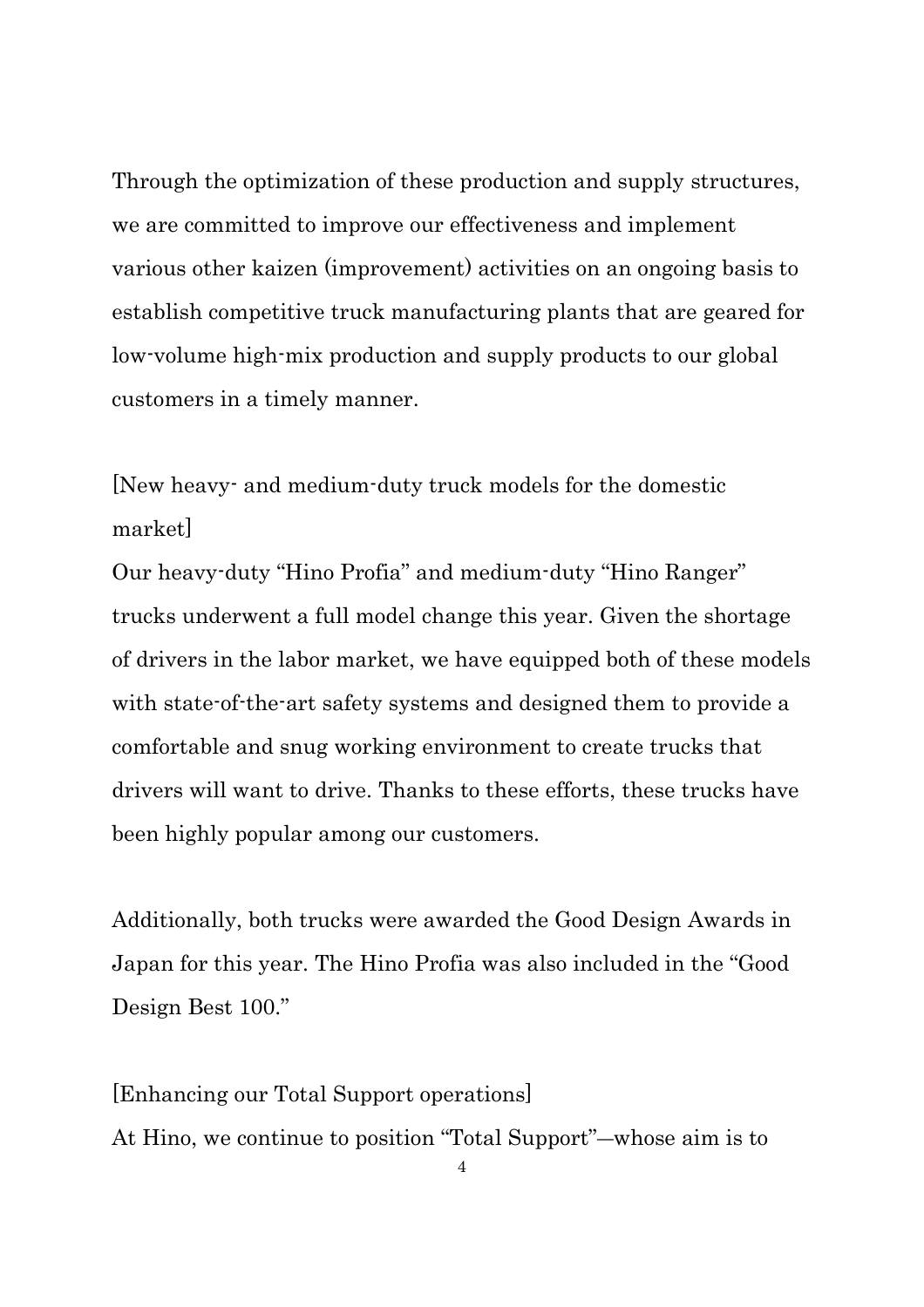Through the optimization of these production and supply structures, we are committed to improve our effectiveness and implement various other kaizen (improvement) activities on an ongoing basis to establish competitive truck manufacturing plants that are geared for low-volume high-mix production and supply products to our global customers in a timely manner.

[New heavy- and medium-duty truck models for the domestic market]

Our heavy-duty "Hino Profia" and medium-duty "Hino Ranger" trucks underwent a full model change this year. Given the shortage of drivers in the labor market, we have equipped both of these models with state-of-the-art safety systems and designed them to provide a comfortable and snug working environment to create trucks that drivers will want to drive. Thanks to these efforts, these trucks have been highly popular among our customers.

Additionally, both trucks were awarded the Good Design Awards in Japan for this year. The Hino Profia was also included in the "Good Design Best 100."

[Enhancing our Total Support operations]

At Hino, we continue to position "Total Support"—whose aim is to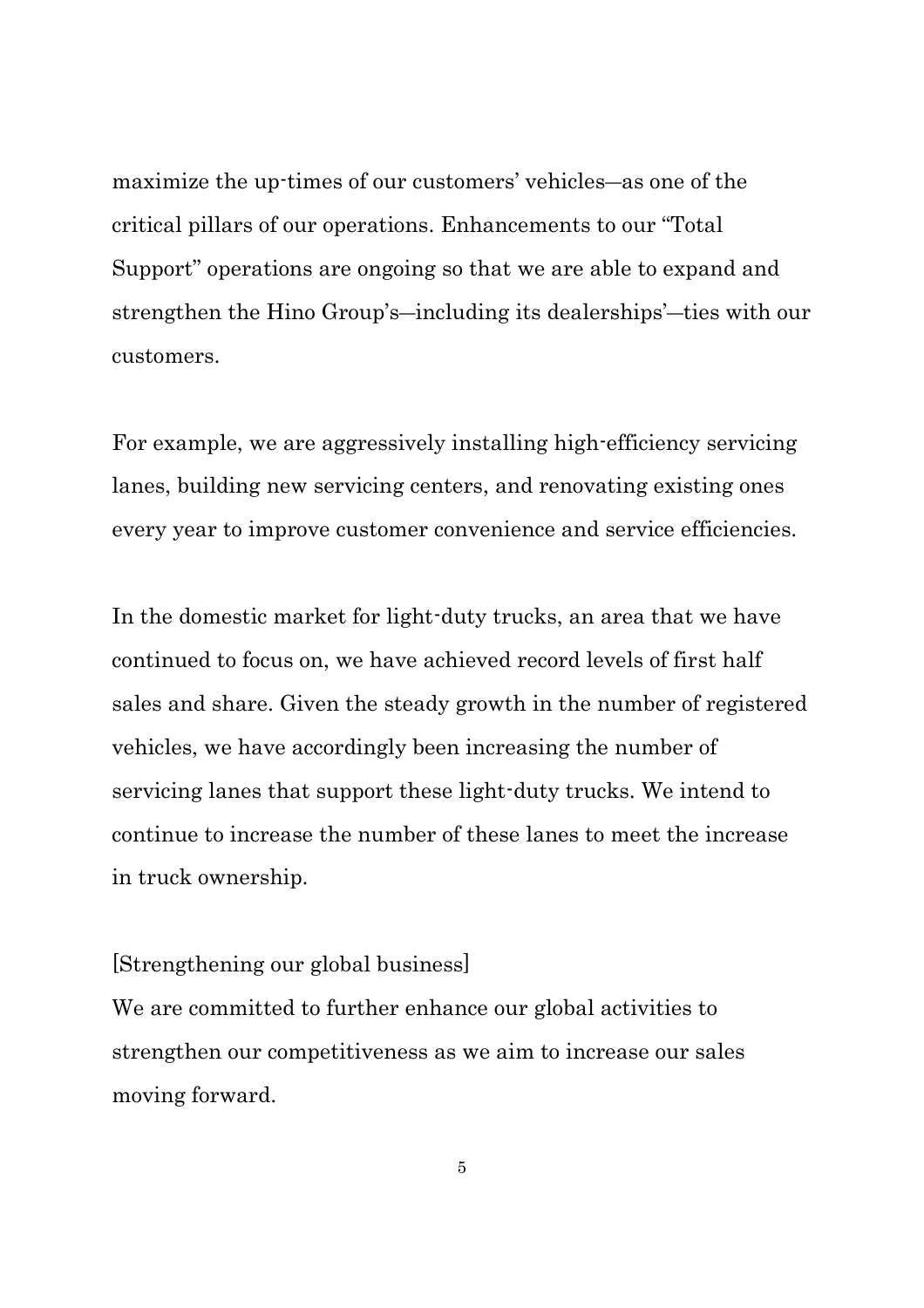maximize the up-times of our customers' vehicles—as one of the critical pillars of our operations. Enhancements to our "Total Support" operations are ongoing so that we are able to expand and strengthen the Hino Group's—including its dealerships'—ties with our customers.

For example, we are aggressively installing high-efficiency servicing lanes, building new servicing centers, and renovating existing ones every year to improve customer convenience and service efficiencies.

In the domestic market for light-duty trucks, an area that we have continued to focus on, we have achieved record levels of first half sales and share. Given the steady growth in the number of registered vehicles, we have accordingly been increasing the number of servicing lanes that support these light-duty trucks. We intend to continue to increase the number of these lanes to meet the increase in truck ownership.

[Strengthening our global business]

We are committed to further enhance our global activities to strengthen our competitiveness as we aim to increase our sales moving forward.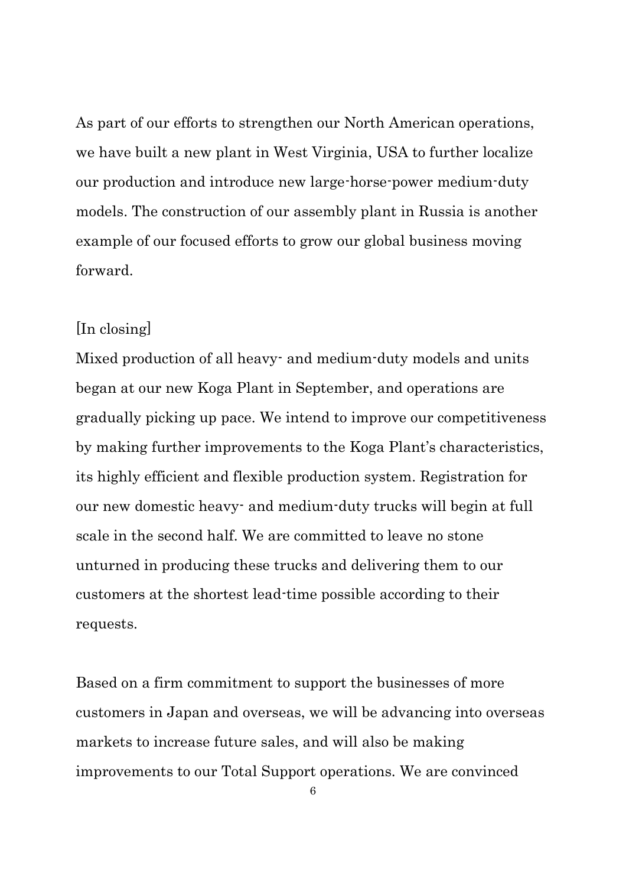As part of our efforts to strengthen our North American operations, we have built a new plant in West Virginia, USA to further localize our production and introduce new large-horse-power medium-duty models. The construction of our assembly plant in Russia is another example of our focused efforts to grow our global business moving forward.

[In closing]

Mixed production of all heavy- and medium-duty models and units began at our new Koga Plant in September, and operations are gradually picking up pace. We intend to improve our competitiveness by making further improvements to the Koga Plant's characteristics, its highly efficient and flexible production system. Registration for our new domestic heavy- and medium-duty trucks will begin at full scale in the second half. We are committed to leave no stone unturned in producing these trucks and delivering them to our customers at the shortest lead-time possible according to their requests.

Based on a firm commitment to support the businesses of more customers in Japan and overseas, we will be advancing into overseas markets to increase future sales, and will also be making improvements to our Total Support operations. We are convinced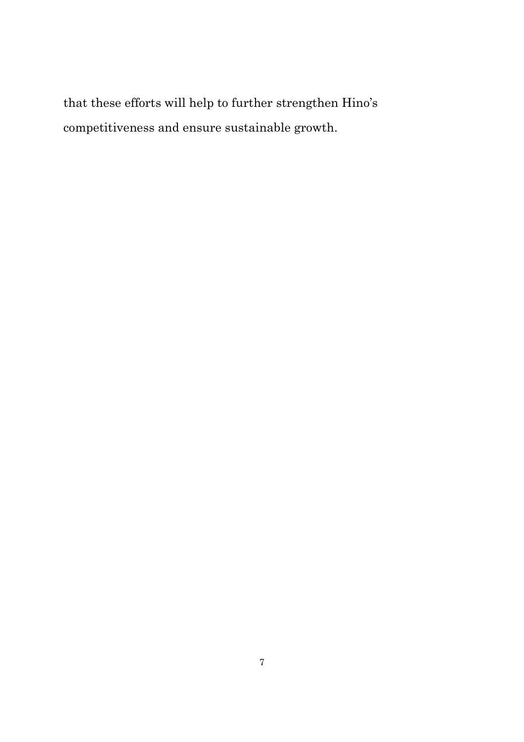that these efforts will help to further strengthen Hino's competitiveness and ensure sustainable growth.